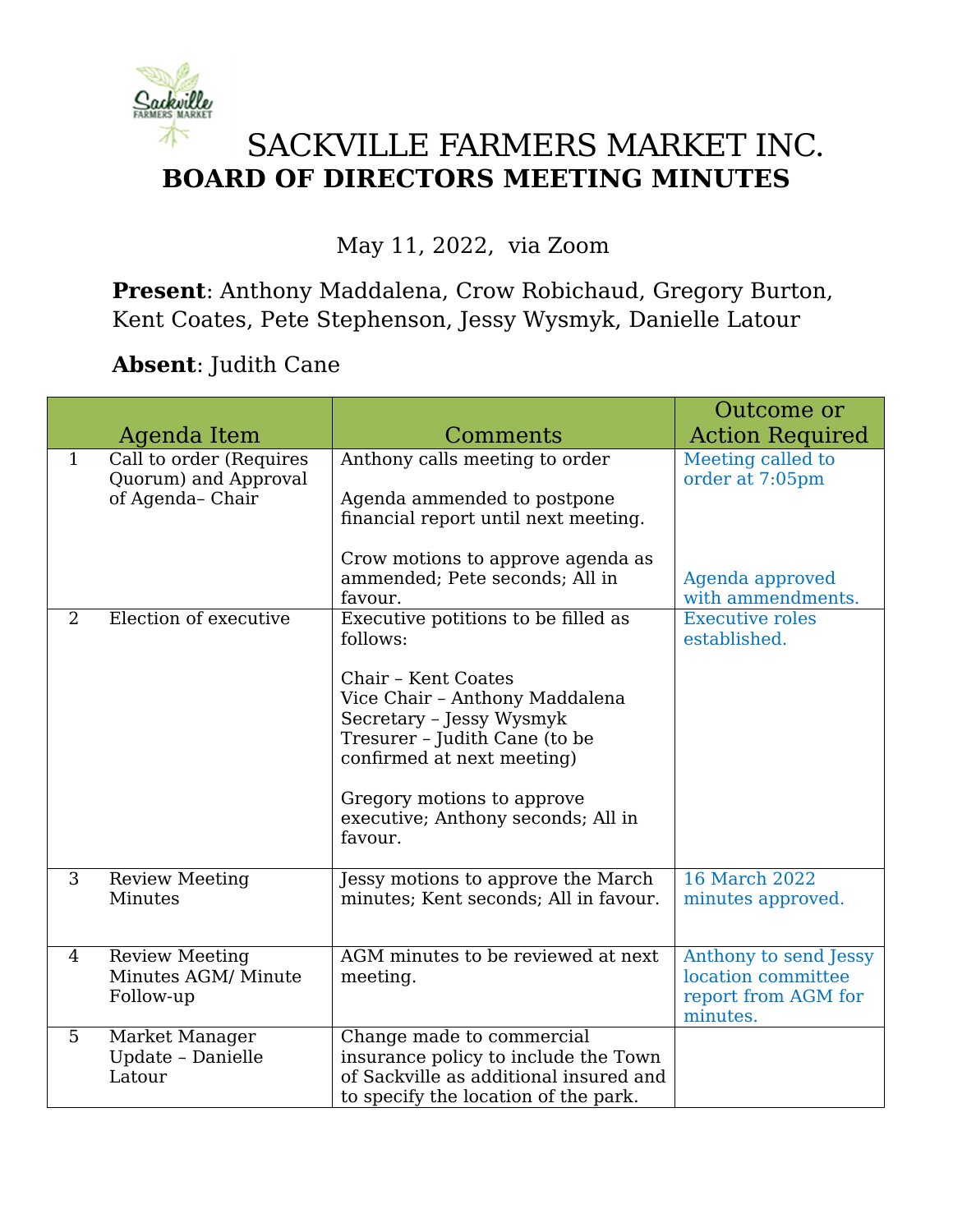# SACKVILLE FARMERS MARKET INC.
## BOARD OF DIRECTORS MEETING MINUTES

May 11, 2022, via Zoom

**Present**: Anthony Maddalena, Crow Robichaud, Gregory Burton, Kent Coates, Pete Stephenson, Jessy Wysmyk, Danielle Latour

**Absent**: Judith Cane

| | Agenda Item | Comments | Outcome or Action Required |
|---|---|---|---|
| 1 | Call to order (Requires Quorum) and Approval of Agenda– Chair | Anthony calls meeting to order<br><br>Agenda ammended to postpone financial report until next meeting.<br><br>Crow motions to approve agenda as ammended; Pete seconds; All in favour. | Meeting called to order at 7:05pm<br><br>Agenda approved with ammendments. |
| 2 | Election of executive | Executive potitions to be filled as follows:<br><br>Chair – Kent Coates<br>Vice Chair – Anthony Maddalena<br>Secretary – Jessy Wysmyk<br>Tresurer – Judith Cane (to be confirmed at next meeting)<br><br>Gregory motions to approve executive; Anthony seconds; All in favour. | Executive roles established. |
| 3 | Review Meeting Minutes | Jessy motions to approve the March minutes; Kent seconds; All in favour. | 16 March 2022 minutes approved. |
| 4 | Review Meeting Minutes AGM/ Minute Follow-up | AGM minutes to be reviewed at next meeting. | Anthony to send Jessy location committee report from AGM for minutes. |
| 5 | Market Manager Update – Danielle Latour | Change made to commercial insurance policy to include the Town of Sackville as additional insured and to specify the location of the park. | |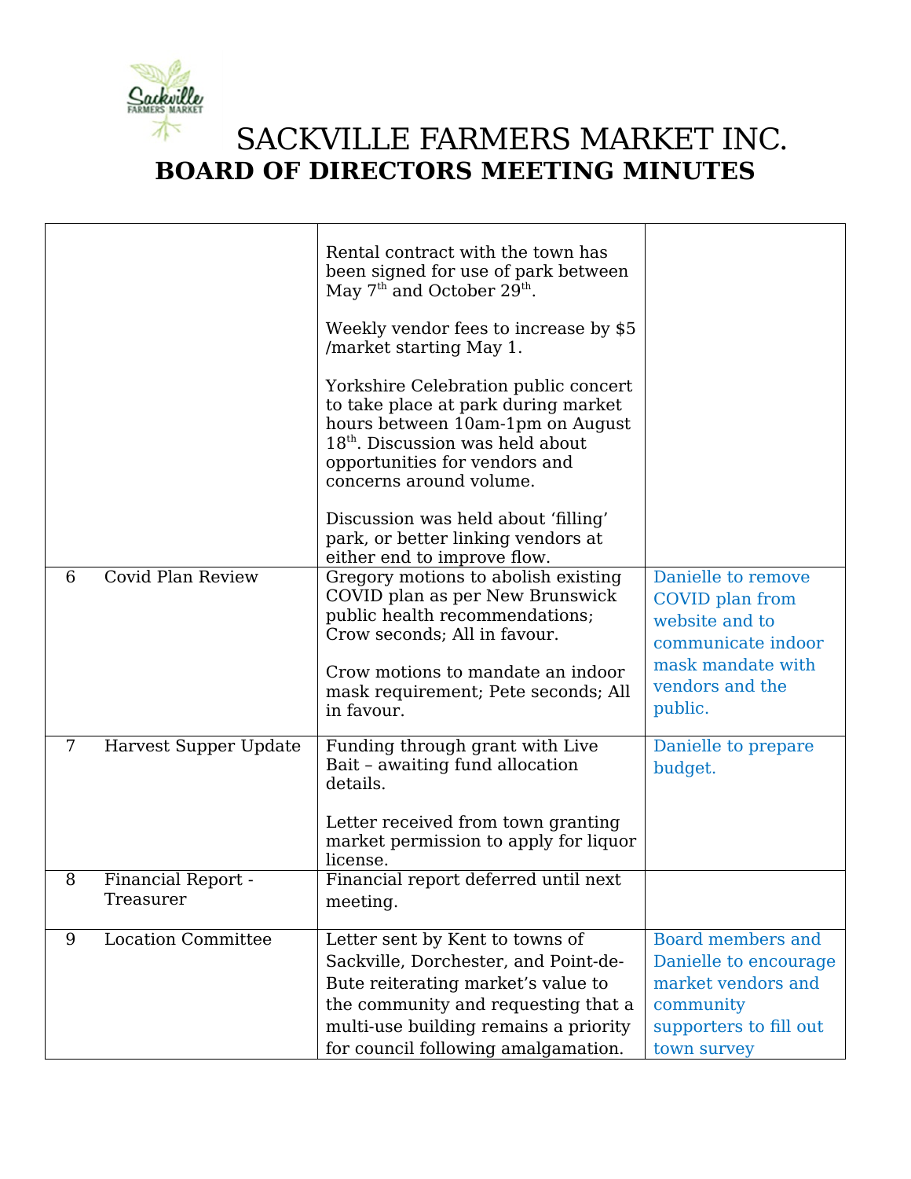# SACKVILLE FARMERS MARKET INC.
## BOARD OF DIRECTORS MEETING MINUTES

| | | | |
|---|---|---|---|
| | | Rental contract with the town has been signed for use of park between May 7th and October 29th.<br><br>Weekly vendor fees to increase by $5 /market starting May 1.<br><br>Yorkshire Celebration public concert to take place at park during market hours between 10am-1pm on August 18th. Discussion was held about opportunities for vendors and concerns around volume.<br><br>Discussion was held about 'filling' park, or better linking vendors at either end to improve flow. | |
| 6 | Covid Plan Review | Gregory motions to abolish existing COVID plan as per New Brunswick public health recommendations; Crow seconds; All in favour.<br><br>Crow motions to mandate an indoor mask requirement; Pete seconds; All in favour. | Danielle to remove COVID plan from website and to communicate indoor mask mandate with vendors and the public. |
| 7 | Harvest Supper Update | Funding through grant with Live Bait – awaiting fund allocation details.<br><br>Letter received from town granting market permission to apply for liquor license. | Danielle to prepare budget. |
| 8 | Financial Report - Treasurer | Financial report deferred until next meeting. | |
| 9 | Location Committee | Letter sent by Kent to towns of Sackville, Dorchester, and Point-de-Bute reiterating market's value to the community and requesting that a multi-use building remains a priority for council following amalgamation. | Board members and Danielle to encourage market vendors and community supporters to fill out town survey |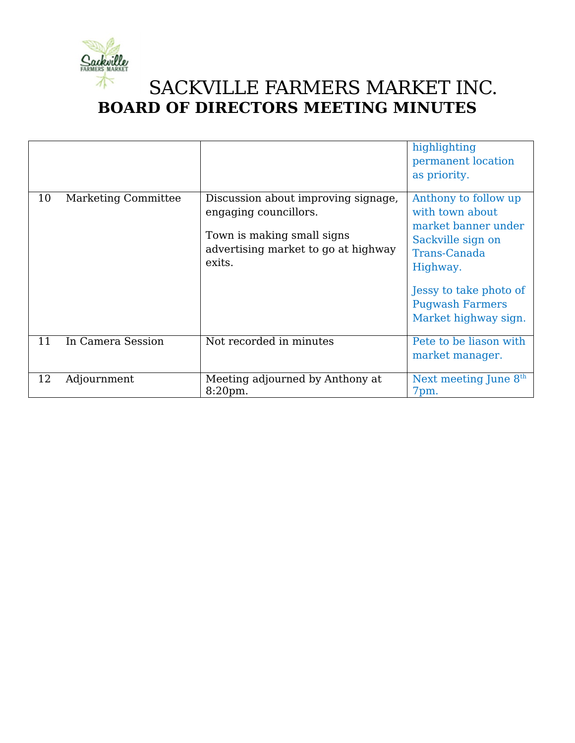# SACKVILLE FARMERS MARKET INC.

## BOARD OF DIRECTORS MEETING MINUTES

| | | | |
|---|---|---|---|
| | | | highlighting permanent location as priority. |
| 10 | Marketing Committee | Discussion about improving signage, engaging councillors.<br><br>Town is making small signs advertising market to go at highway exits. | Anthony to follow up with town about market banner under Sackville sign on Trans-Canada Highway.<br><br>Jessy to take photo of Pugwash Farmers Market highway sign. |
| 11 | In Camera Session | Not recorded in minutes | Pete to be liason with market manager. |
| 12 | Adjournment | Meeting adjourned by Anthony at 8:20pm. | Next meeting June 8th 7pm. |